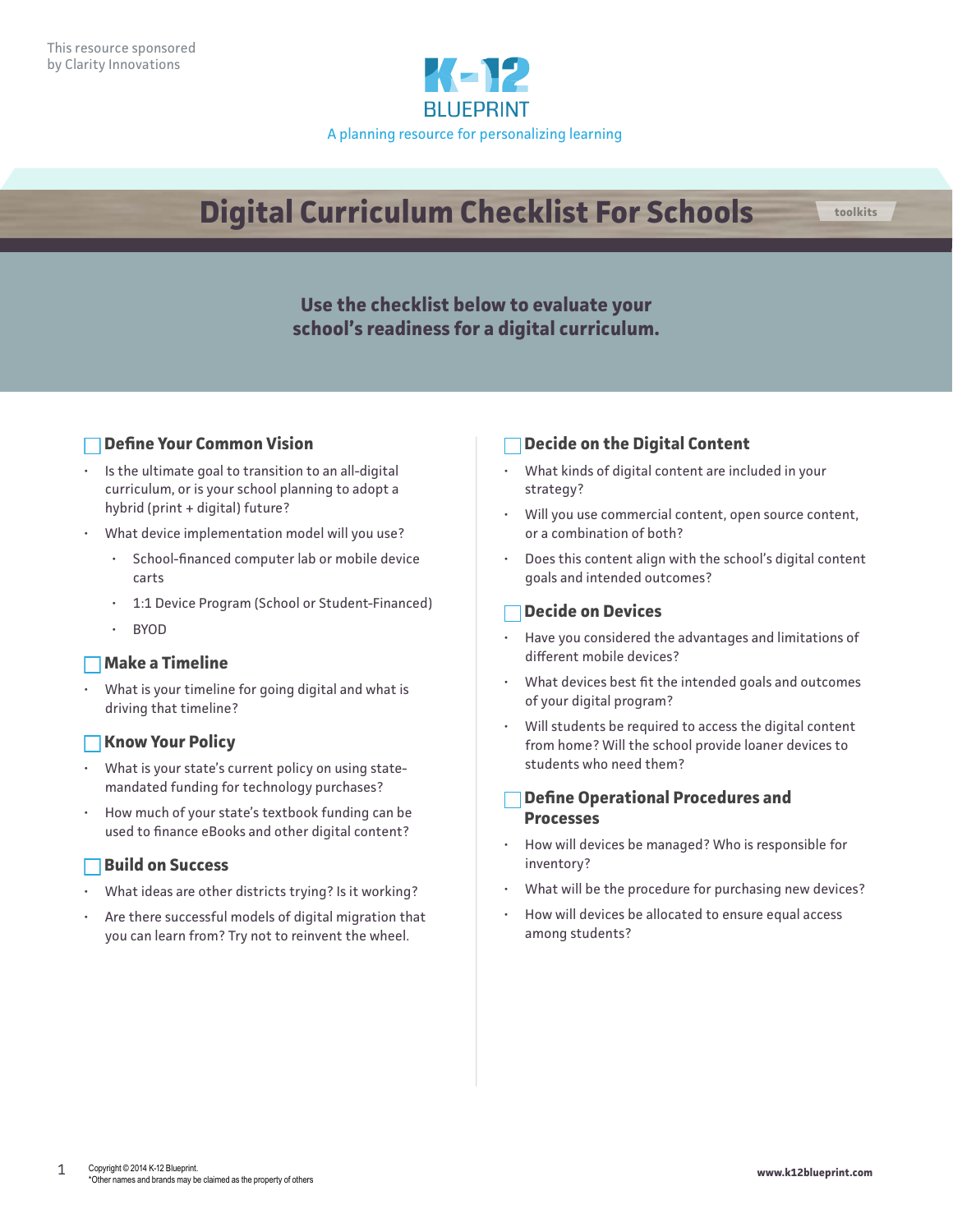This resource sponsored by Clarity Innovations

K-12 BLUEPRINT

A planning resource for personalizing learning

# Digital Curriculum Checklist For Schools

toolkits

**Use the checklist below to evaluate your school's readiness for a digital curriculum.**

## ☐ Define Your Common Vision

- Is the ultimate goal to transition to an all-digital curriculum, or is your school planning to adopt a hybrid (print + digital) future?
- What device implementation model will you use?
  - School-financed computer lab or mobile device carts
  - 1:1 Device Program (School or Student-Financed)
  - BYOD

## ☐ Make a Timeline

- What is your timeline for going digital and what is driving that timeline?

## ☐ Know Your Policy

- What is your state's current policy on using state-mandated funding for technology purchases?
- How much of your state's textbook funding can be used to finance eBooks and other digital content?

## ☐ Build on Success

- What ideas are other districts trying? Is it working?
- Are there successful models of digital migration that you can learn from? Try not to reinvent the wheel.

## ☐ Decide on the Digital Content

- What kinds of digital content are included in your strategy?
- Will you use commercial content, open source content, or a combination of both?
- Does this content align with the school's digital content goals and intended outcomes?

## ☐ Decide on Devices

- Have you considered the advantages and limitations of different mobile devices?
- What devices best fit the intended goals and outcomes of your digital program?
- Will students be required to access the digital content from home? Will the school provide loaner devices to students who need them?

## ☐ Define Operational Procedures and Processes

- How will devices be managed? Who is responsible for inventory?
- What will be the procedure for purchasing new devices?
- How will devices be allocated to ensure equal access among students?

Copyright © 2014 K-12 Blueprint.
*Other names and brands may be claimed as the property of others

www.k12blueprint.com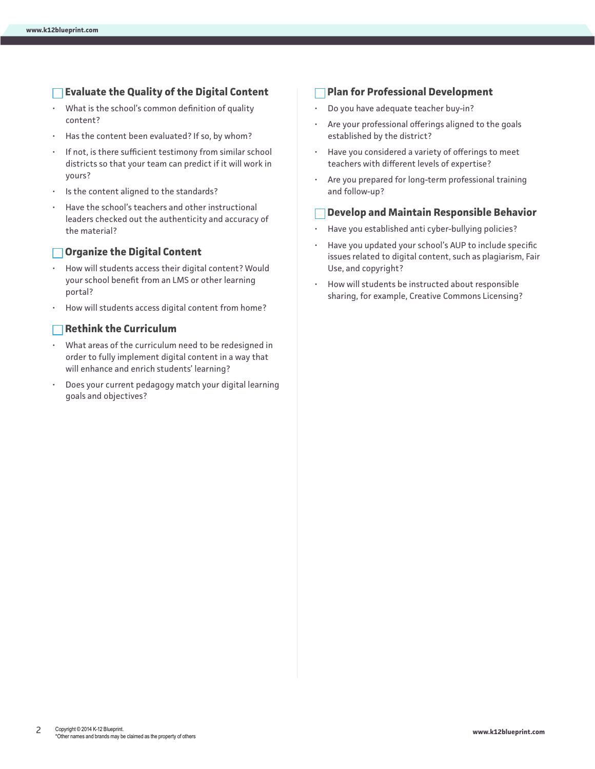## Evaluate the Quality of the Digital Content

- What is the school's common definition of quality content?
- Has the content been evaluated? If so, by whom?
- If not, is there sufficient testimony from similar school districts so that your team can predict if it will work in yours?
- Is the content aligned to the standards?
- Have the school's teachers and other instructional leaders checked out the authenticity and accuracy of the material?

## Organize the Digital Content

- How will students access their digital content? Would your school benefit from an LMS or other learning portal?
- How will students access digital content from home?

## Rethink the Curriculum

- What areas of the curriculum need to be redesigned in order to fully implement digital content in a way that will enhance and enrich students' learning?
- Does your current pedagogy match your digital learning goals and objectives?

## Plan for Professional Development

- Do you have adequate teacher buy-in?
- Are your professional offerings aligned to the goals established by the district?
- Have you considered a variety of offerings to meet teachers with different levels of expertise?
- Are you prepared for long-term professional training and follow-up?

## Develop and Maintain Responsible Behavior

- Have you established anti cyber-bullying policies?
- Have you updated your school's AUP to include specific issues related to digital content, such as plagiarism, Fair Use, and copyright?
- How will students be instructed about responsible sharing, for example, Creative Commons Licensing?

Copyright © 2014 K-12 Blueprint.
*Other names and brands may be claimed as the property of others